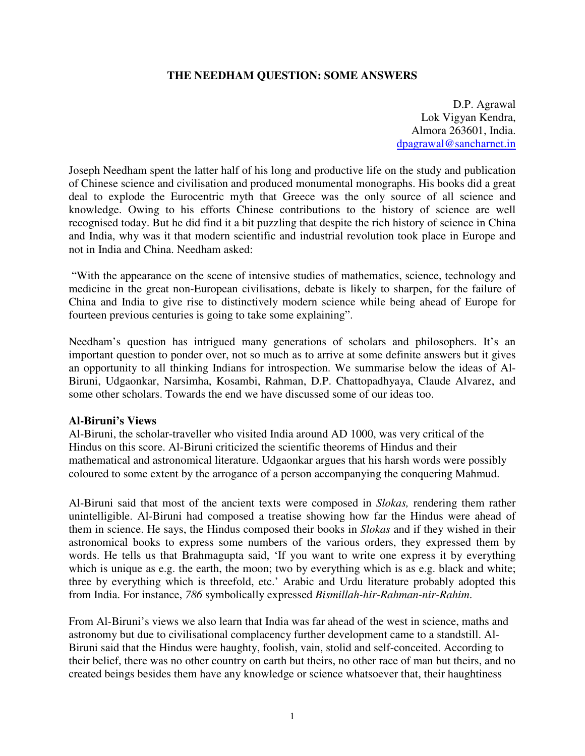# THE NEEDHAM QUESTION: SOME ANSWERS

D.P. Agrawal
Lok Vigyan Kendra,
Almora 263601, India.
dpagrawal@sancharnet.in

Joseph Needham spent the latter half of his long and productive life on the study and publication of Chinese science and civilisation and produced monumental monographs. His books did a great deal to explode the Eurocentric myth that Greece was the only source of all science and knowledge. Owing to his efforts Chinese contributions to the history of science are well recognised today. But he did find it a bit puzzling that despite the rich history of science in China and India, why was it that modern scientific and industrial revolution took place in Europe and not in India and China. Needham asked:

"With the appearance on the scene of intensive studies of mathematics, science, technology and medicine in the great non-European civilisations, debate is likely to sharpen, for the failure of China and India to give rise to distinctively modern science while being ahead of Europe for fourteen previous centuries is going to take some explaining".

Needham's question has intrigued many generations of scholars and philosophers. It's an important question to ponder over, not so much as to arrive at some definite answers but it gives an opportunity to all thinking Indians for introspection. We summarise below the ideas of Al-Biruni, Udgaonkar, Narsimha, Kosambi, Rahman, D.P. Chattopadhyaya, Claude Alvarez, and some other scholars. Towards the end we have discussed some of our ideas too.

**Al-Biruni's Views**

Al-Biruni, the scholar-traveller who visited India around AD 1000, was very critical of the Hindus on this score. Al-Biruni criticized the scientific theorems of Hindus and their mathematical and astronomical literature. Udgaonkar argues that his harsh words were possibly coloured to some extent by the arrogance of a person accompanying the conquering Mahmud.

Al-Biruni said that most of the ancient texts were composed in *Slokas,* rendering them rather unintelligible. Al-Biruni had composed a treatise showing how far the Hindus were ahead of them in science. He says, the Hindus composed their books in *Slokas* and if they wished in their astronomical books to express some numbers of the various orders, they expressed them by words. He tells us that Brahmagupta said, 'If you want to write one express it by everything which is unique as e.g. the earth, the moon; two by everything which is as e.g. black and white; three by everything which is threefold, etc.' Arabic and Urdu literature probably adopted this from India. For instance, *786* symbolically expressed *Bismillah-hir-Rahman-nir-Rahim*.

From Al-Biruni's views we also learn that India was far ahead of the west in science, maths and astronomy but due to civilisational complacency further development came to a standstill. Al-Biruni said that the Hindus were haughty, foolish, vain, stolid and self-conceited. According to their belief, there was no other country on earth but theirs, no other race of man but theirs, and no created beings besides them have any knowledge or science whatsoever that, their haughtiness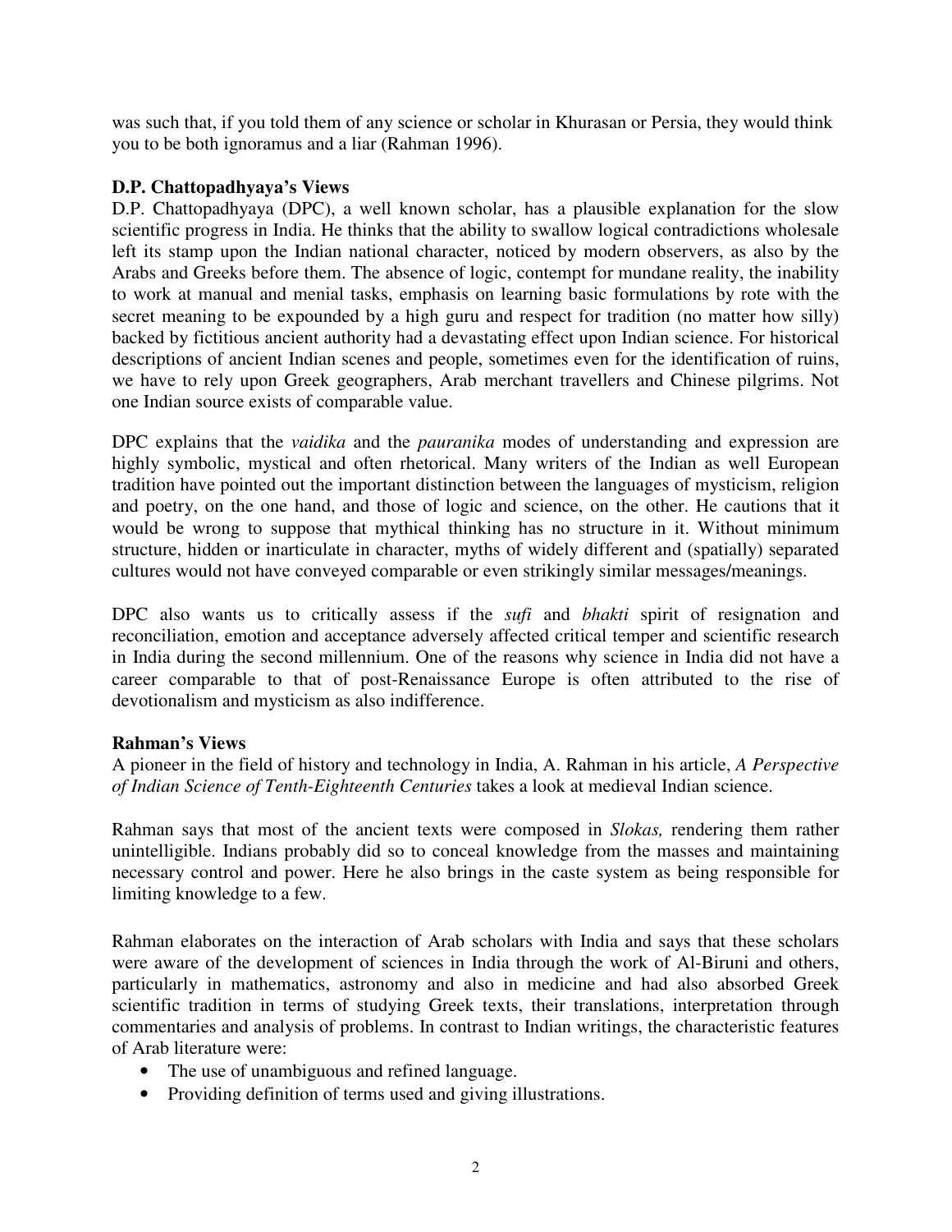was such that, if you told them of any science or scholar in Khurasan or Persia, they would think you to be both ignoramus and a liar (Rahman 1996).

**D.P. Chattopadhyaya's Views**

D.P. Chattopadhyaya (DPC), a well known scholar, has a plausible explanation for the slow scientific progress in India. He thinks that the ability to swallow logical contradictions wholesale left its stamp upon the Indian national character, noticed by modern observers, as also by the Arabs and Greeks before them. The absence of logic, contempt for mundane reality, the inability to work at manual and menial tasks, emphasis on learning basic formulations by rote with the secret meaning to be expounded by a high guru and respect for tradition (no matter how silly) backed by fictitious ancient authority had a devastating effect upon Indian science. For historical descriptions of ancient Indian scenes and people, sometimes even for the identification of ruins, we have to rely upon Greek geographers, Arab merchant travellers and Chinese pilgrims. Not one Indian source exists of comparable value.

DPC explains that the *vaidika* and the *pauranika* modes of understanding and expression are highly symbolic, mystical and often rhetorical. Many writers of the Indian as well European tradition have pointed out the important distinction between the languages of mysticism, religion and poetry, on the one hand, and those of logic and science, on the other. He cautions that it would be wrong to suppose that mythical thinking has no structure in it. Without minimum structure, hidden or inarticulate in character, myths of widely different and (spatially) separated cultures would not have conveyed comparable or even strikingly similar messages/meanings.

DPC also wants us to critically assess if the *sufi* and *bhakti* spirit of resignation and reconciliation, emotion and acceptance adversely affected critical temper and scientific research in India during the second millennium. One of the reasons why science in India did not have a career comparable to that of post-Renaissance Europe is often attributed to the rise of devotionalism and mysticism as also indifference.

**Rahman's Views**

A pioneer in the field of history and technology in India, A. Rahman in his article, *A Perspective of Indian Science of Tenth-Eighteenth Centuries* takes a look at medieval Indian science.

Rahman says that most of the ancient texts were composed in *Slokas,* rendering them rather unintelligible. Indians probably did so to conceal knowledge from the masses and maintaining necessary control and power. Here he also brings in the caste system as being responsible for limiting knowledge to a few.

Rahman elaborates on the interaction of Arab scholars with India and says that these scholars were aware of the development of sciences in India through the work of Al-Biruni and others, particularly in mathematics, astronomy and also in medicine and had also absorbed Greek scientific tradition in terms of studying Greek texts, their translations, interpretation through commentaries and analysis of problems. In contrast to Indian writings, the characteristic features of Arab literature were:

- The use of unambiguous and refined language.
- Providing definition of terms used and giving illustrations.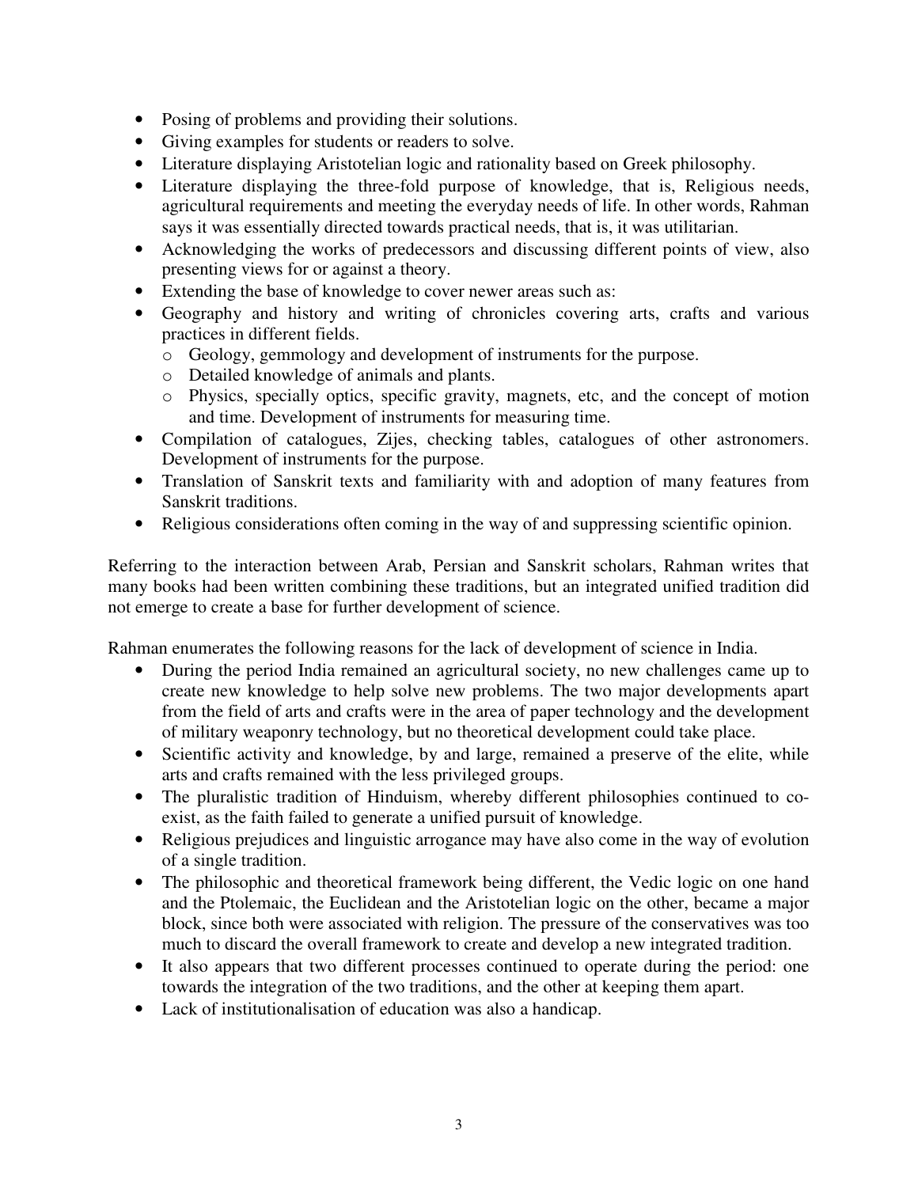- Posing of problems and providing their solutions.
- Giving examples for students or readers to solve.
- Literature displaying Aristotelian logic and rationality based on Greek philosophy.
- Literature displaying the three-fold purpose of knowledge, that is, Religious needs, agricultural requirements and meeting the everyday needs of life. In other words, Rahman says it was essentially directed towards practical needs, that is, it was utilitarian.
- Acknowledging the works of predecessors and discussing different points of view, also presenting views for or against a theory.
- Extending the base of knowledge to cover newer areas such as:
- Geography and history and writing of chronicles covering arts, crafts and various practices in different fields.
  - Geology, gemmology and development of instruments for the purpose.
  - Detailed knowledge of animals and plants.
  - Physics, specially optics, specific gravity, magnets, etc, and the concept of motion and time. Development of instruments for measuring time.
- Compilation of catalogues, Zijes, checking tables, catalogues of other astronomers. Development of instruments for the purpose.
- Translation of Sanskrit texts and familiarity with and adoption of many features from Sanskrit traditions.
- Religious considerations often coming in the way of and suppressing scientific opinion.

Referring to the interaction between Arab, Persian and Sanskrit scholars, Rahman writes that many books had been written combining these traditions, but an integrated unified tradition did not emerge to create a base for further development of science.

Rahman enumerates the following reasons for the lack of development of science in India.

- During the period India remained an agricultural society, no new challenges came up to create new knowledge to help solve new problems. The two major developments apart from the field of arts and crafts were in the area of paper technology and the development of military weaponry technology, but no theoretical development could take place.
- Scientific activity and knowledge, by and large, remained a preserve of the elite, while arts and crafts remained with the less privileged groups.
- The pluralistic tradition of Hinduism, whereby different philosophies continued to co-exist, as the faith failed to generate a unified pursuit of knowledge.
- Religious prejudices and linguistic arrogance may have also come in the way of evolution of a single tradition.
- The philosophic and theoretical framework being different, the Vedic logic on one hand and the Ptolemaic, the Euclidean and the Aristotelian logic on the other, became a major block, since both were associated with religion. The pressure of the conservatives was too much to discard the overall framework to create and develop a new integrated tradition.
- It also appears that two different processes continued to operate during the period: one towards the integration of the two traditions, and the other at keeping them apart.
- Lack of institutionalisation of education was also a handicap.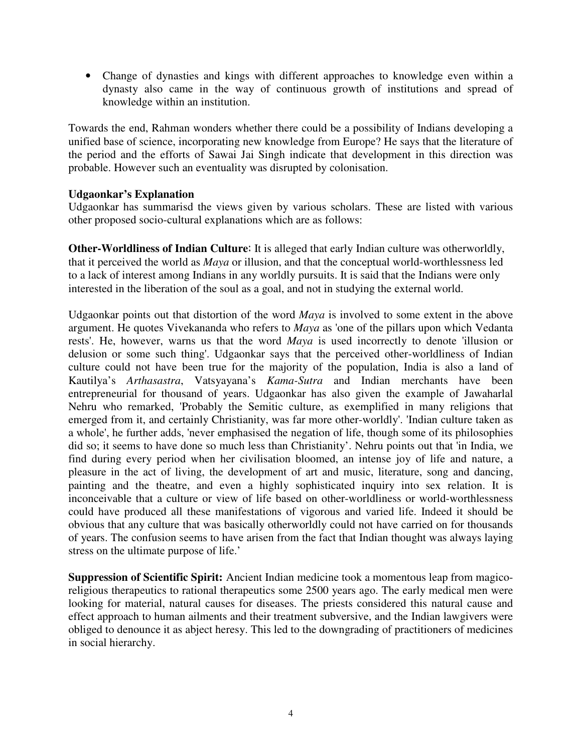- Change of dynasties and kings with different approaches to knowledge even within a dynasty also came in the way of continuous growth of institutions and spread of knowledge within an institution.

Towards the end, Rahman wonders whether there could be a possibility of Indians developing a unified base of science, incorporating new knowledge from Europe? He says that the literature of the period and the efforts of Sawai Jai Singh indicate that development in this direction was probable. However such an eventuality was disrupted by colonisation.

**Udgaonkar's Explanation**

Udgaonkar has summarisd the views given by various scholars. These are listed with various other proposed socio-cultural explanations which are as follows:

**Other-Worldliness of Indian Culture**: It is alleged that early Indian culture was otherworldly, that it perceived the world as *Maya* or illusion, and that the conceptual world-worthlessness led to a lack of interest among Indians in any worldly pursuits. It is said that the Indians were only interested in the liberation of the soul as a goal, and not in studying the external world.

Udgaonkar points out that distortion of the word *Maya* is involved to some extent in the above argument. He quotes Vivekananda who refers to *Maya* as 'one of the pillars upon which Vedanta rests'. He, however, warns us that the word *Maya* is used incorrectly to denote 'illusion or delusion or some such thing'. Udgaonkar says that the perceived other-worldliness of Indian culture could not have been true for the majority of the population, India is also a land of Kautilya's *Arthasastra*, Vatsyayana's *Kama-Sutra* and Indian merchants have been entrepreneurial for thousand of years. Udgaonkar has also given the example of Jawaharlal Nehru who remarked, 'Probably the Semitic culture, as exemplified in many religions that emerged from it, and certainly Christianity, was far more other-worldly'. 'Indian culture taken as a whole', he further adds, 'never emphasised the negation of life, though some of its philosophies did so; it seems to have done so much less than Christianity'. Nehru points out that 'in India, we find during every period when her civilisation bloomed, an intense joy of life and nature, a pleasure in the act of living, the development of art and music, literature, song and dancing, painting and the theatre, and even a highly sophisticated inquiry into sex relation. It is inconceivable that a culture or view of life based on other-worldliness or world-worthlessness could have produced all these manifestations of vigorous and varied life. Indeed it should be obvious that any culture that was basically otherworldly could not have carried on for thousands of years. The confusion seems to have arisen from the fact that Indian thought was always laying stress on the ultimate purpose of life.'

**Suppression of Scientific Spirit:** Ancient Indian medicine took a momentous leap from magico-religious therapeutics to rational therapeutics some 2500 years ago. The early medical men were looking for material, natural causes for diseases. The priests considered this natural cause and effect approach to human ailments and their treatment subversive, and the Indian lawgivers were obliged to denounce it as abject heresy. This led to the downgrading of practitioners of medicines in social hierarchy.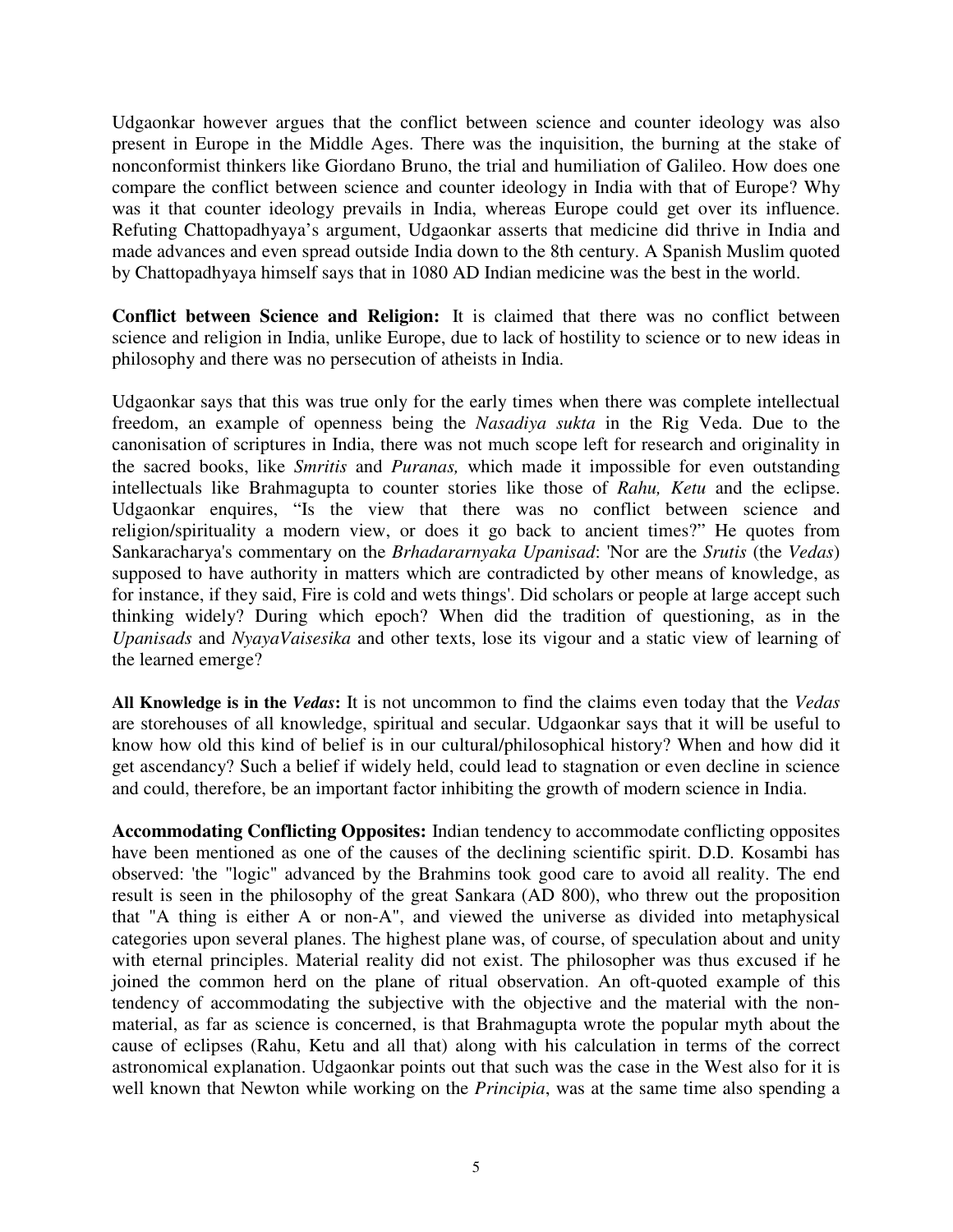Udgaonkar however argues that the conflict between science and counter ideology was also present in Europe in the Middle Ages. There was the inquisition, the burning at the stake of nonconformist thinkers like Giordano Bruno, the trial and humiliation of Galileo. How does one compare the conflict between science and counter ideology in India with that of Europe? Why was it that counter ideology prevails in India, whereas Europe could get over its influence. Refuting Chattopadhyaya's argument, Udgaonkar asserts that medicine did thrive in India and made advances and even spread outside India down to the 8th century. A Spanish Muslim quoted by Chattopadhyaya himself says that in 1080 AD Indian medicine was the best in the world.

**Conflict between Science and Religion:** It is claimed that there was no conflict between science and religion in India, unlike Europe, due to lack of hostility to science or to new ideas in philosophy and there was no persecution of atheists in India.

Udgaonkar says that this was true only for the early times when there was complete intellectual freedom, an example of openness being the *Nasadiya sukta* in the Rig Veda. Due to the canonisation of scriptures in India, there was not much scope left for research and originality in the sacred books, like *Smritis* and *Puranas,* which made it impossible for even outstanding intellectuals like Brahmagupta to counter stories like those of *Rahu, Ketu* and the eclipse. Udgaonkar enquires, "Is the view that there was no conflict between science and religion/spirituality a modern view, or does it go back to ancient times?" He quotes from Sankaracharya's commentary on the *Brhadararnyaka Upanisad*: 'Nor are the *Srutis* (the *Vedas*) supposed to have authority in matters which are contradicted by other means of knowledge, as for instance, if they said, Fire is cold and wets things'. Did scholars or people at large accept such thinking widely? During which epoch? When did the tradition of questioning, as in the *Upanisads* and *NyayaVaisesika* and other texts, lose its vigour and a static view of learning of the learned emerge?

**All Knowledge is in the *Vedas*:** It is not uncommon to find the claims even today that the *Vedas* are storehouses of all knowledge, spiritual and secular. Udgaonkar says that it will be useful to know how old this kind of belief is in our cultural/philosophical history? When and how did it get ascendancy? Such a belief if widely held, could lead to stagnation or even decline in science and could, therefore, be an important factor inhibiting the growth of modern science in India.

**Accommodating Conflicting Opposites:** Indian tendency to accommodate conflicting opposites have been mentioned as one of the causes of the declining scientific spirit. D.D. Kosambi has observed: 'the "logic" advanced by the Brahmins took good care to avoid all reality. The end result is seen in the philosophy of the great Sankara (AD 800), who threw out the proposition that "A thing is either A or non-A", and viewed the universe as divided into metaphysical categories upon several planes. The highest plane was, of course, of speculation about and unity with eternal principles. Material reality did not exist. The philosopher was thus excused if he joined the common herd on the plane of ritual observation. An oft-quoted example of this tendency of accommodating the subjective with the objective and the material with the non-material, as far as science is concerned, is that Brahmagupta wrote the popular myth about the cause of eclipses (Rahu, Ketu and all that) along with his calculation in terms of the correct astronomical explanation. Udgaonkar points out that such was the case in the West also for it is well known that Newton while working on the *Principia*, was at the same time also spending a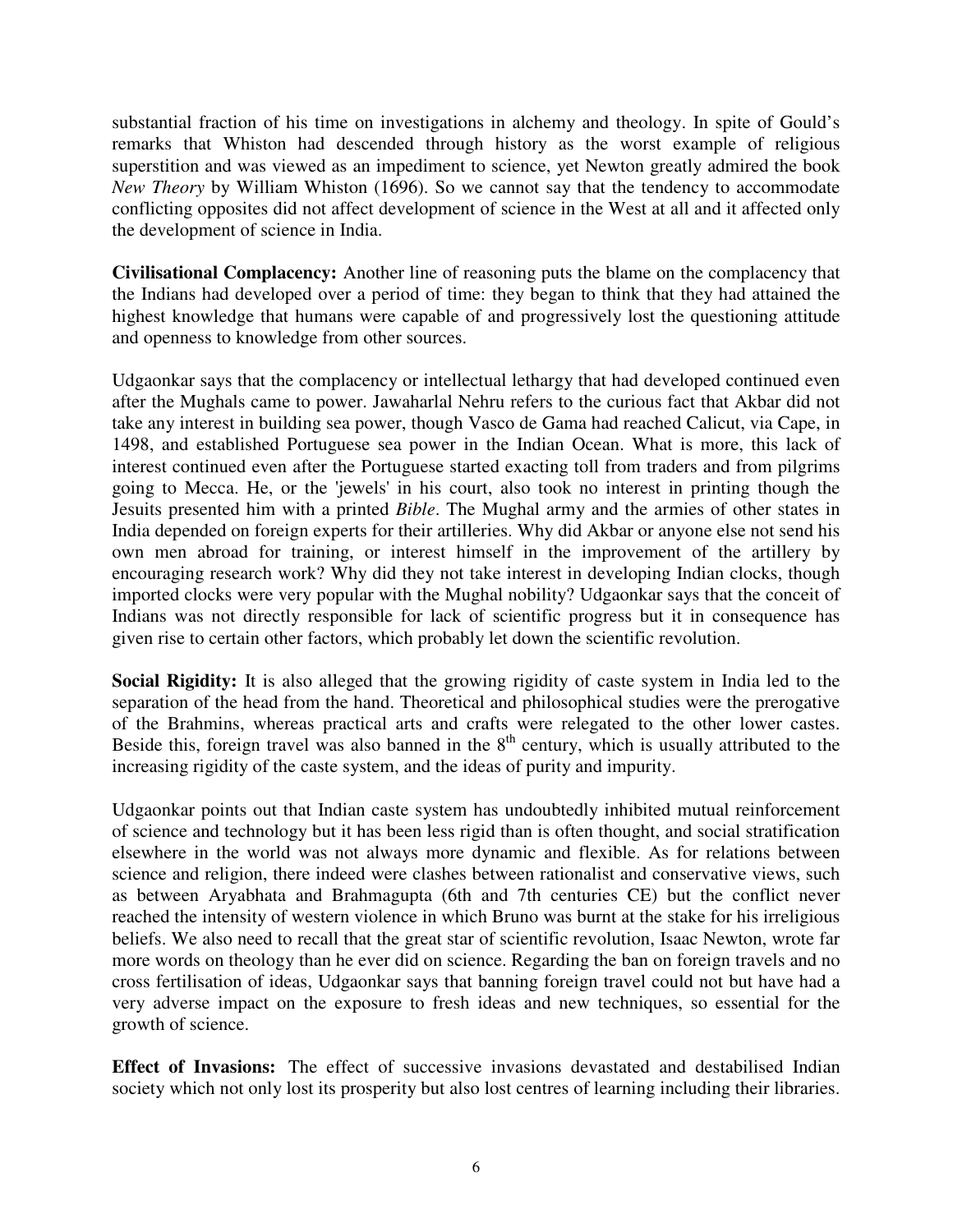substantial fraction of his time on investigations in alchemy and theology. In spite of Gould's remarks that Whiston had descended through history as the worst example of religious superstition and was viewed as an impediment to science, yet Newton greatly admired the book *New Theory* by William Whiston (1696). So we cannot say that the tendency to accommodate conflicting opposites did not affect development of science in the West at all and it affected only the development of science in India.

**Civilisational Complacency:** Another line of reasoning puts the blame on the complacency that the Indians had developed over a period of time: they began to think that they had attained the highest knowledge that humans were capable of and progressively lost the questioning attitude and openness to knowledge from other sources.

Udgaonkar says that the complacency or intellectual lethargy that had developed continued even after the Mughals came to power. Jawaharlal Nehru refers to the curious fact that Akbar did not take any interest in building sea power, though Vasco de Gama had reached Calicut, via Cape, in 1498, and established Portuguese sea power in the Indian Ocean. What is more, this lack of interest continued even after the Portuguese started exacting toll from traders and from pilgrims going to Mecca. He, or the 'jewels' in his court, also took no interest in printing though the Jesuits presented him with a printed *Bible*. The Mughal army and the armies of other states in India depended on foreign experts for their artilleries. Why did Akbar or anyone else not send his own men abroad for training, or interest himself in the improvement of the artillery by encouraging research work? Why did they not take interest in developing Indian clocks, though imported clocks were very popular with the Mughal nobility? Udgaonkar says that the conceit of Indians was not directly responsible for lack of scientific progress but it in consequence has given rise to certain other factors, which probably let down the scientific revolution.

**Social Rigidity:** It is also alleged that the growing rigidity of caste system in India led to the separation of the head from the hand. Theoretical and philosophical studies were the prerogative of the Brahmins, whereas practical arts and crafts were relegated to the other lower castes. Beside this, foreign travel was also banned in the 8th century, which is usually attributed to the increasing rigidity of the caste system, and the ideas of purity and impurity.

Udgaonkar points out that Indian caste system has undoubtedly inhibited mutual reinforcement of science and technology but it has been less rigid than is often thought, and social stratification elsewhere in the world was not always more dynamic and flexible. As for relations between science and religion, there indeed were clashes between rationalist and conservative views, such as between Aryabhata and Brahmagupta (6th and 7th centuries CE) but the conflict never reached the intensity of western violence in which Bruno was burnt at the stake for his irreligious beliefs. We also need to recall that the great star of scientific revolution, Isaac Newton, wrote far more words on theology than he ever did on science. Regarding the ban on foreign travels and no cross fertilisation of ideas, Udgaonkar says that banning foreign travel could not but have had a very adverse impact on the exposure to fresh ideas and new techniques, so essential for the growth of science.

**Effect of Invasions:** The effect of successive invasions devastated and destabilised Indian society which not only lost its prosperity but also lost centres of learning including their libraries.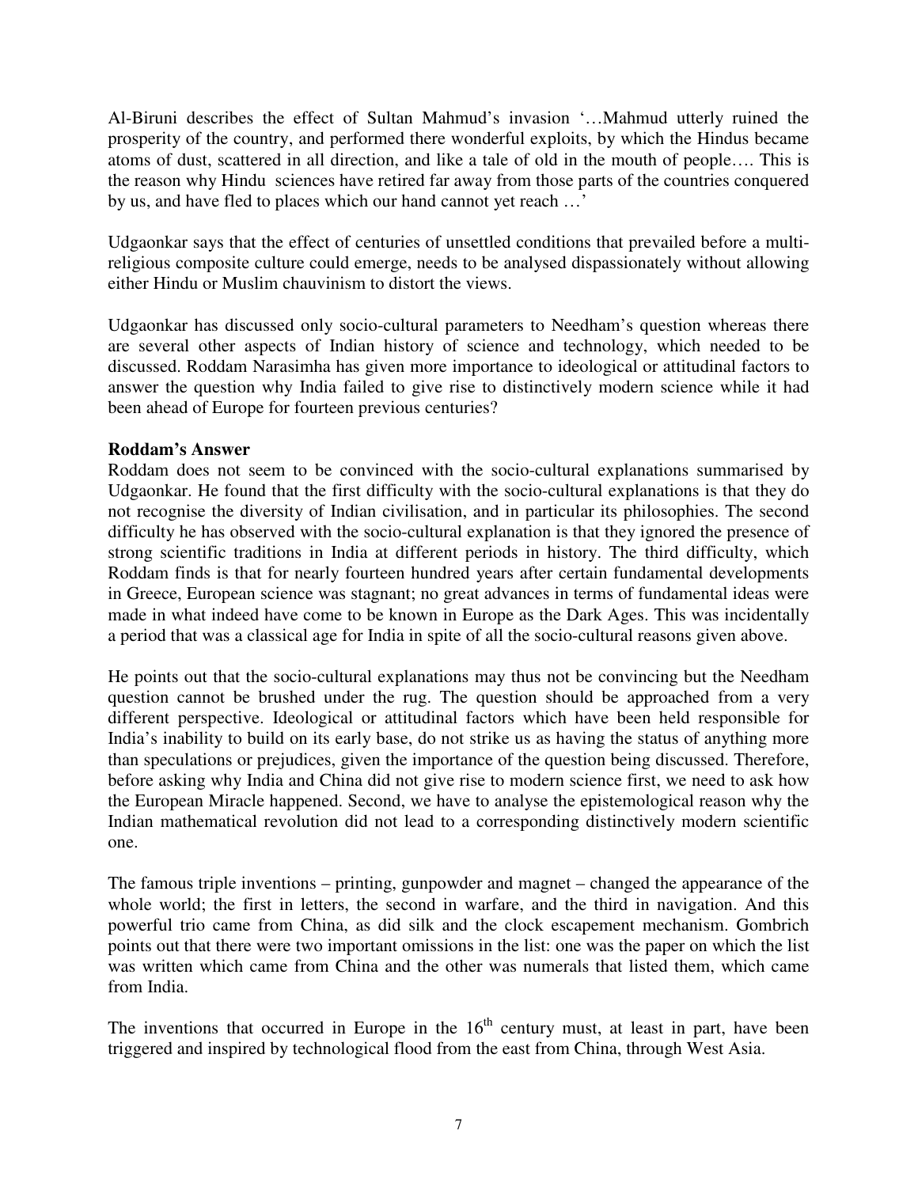Al-Biruni describes the effect of Sultan Mahmud's invasion '…Mahmud utterly ruined the prosperity of the country, and performed there wonderful exploits, by which the Hindus became atoms of dust, scattered in all direction, and like a tale of old in the mouth of people…. This is the reason why Hindu sciences have retired far away from those parts of the countries conquered by us, and have fled to places which our hand cannot yet reach …'

Udgaonkar says that the effect of centuries of unsettled conditions that prevailed before a multi-religious composite culture could emerge, needs to be analysed dispassionately without allowing either Hindu or Muslim chauvinism to distort the views.

Udgaonkar has discussed only socio-cultural parameters to Needham's question whereas there are several other aspects of Indian history of science and technology, which needed to be discussed. Roddam Narasimha has given more importance to ideological or attitudinal factors to answer the question why India failed to give rise to distinctively modern science while it had been ahead of Europe for fourteen previous centuries?

**Roddam's Answer**

Roddam does not seem to be convinced with the socio-cultural explanations summarised by Udgaonkar. He found that the first difficulty with the socio-cultural explanations is that they do not recognise the diversity of Indian civilisation, and in particular its philosophies. The second difficulty he has observed with the socio-cultural explanation is that they ignored the presence of strong scientific traditions in India at different periods in history. The third difficulty, which Roddam finds is that for nearly fourteen hundred years after certain fundamental developments in Greece, European science was stagnant; no great advances in terms of fundamental ideas were made in what indeed have come to be known in Europe as the Dark Ages. This was incidentally a period that was a classical age for India in spite of all the socio-cultural reasons given above.

He points out that the socio-cultural explanations may thus not be convincing but the Needham question cannot be brushed under the rug. The question should be approached from a very different perspective. Ideological or attitudinal factors which have been held responsible for India's inability to build on its early base, do not strike us as having the status of anything more than speculations or prejudices, given the importance of the question being discussed. Therefore, before asking why India and China did not give rise to modern science first, we need to ask how the European Miracle happened. Second, we have to analyse the epistemological reason why the Indian mathematical revolution did not lead to a corresponding distinctively modern scientific one.

The famous triple inventions – printing, gunpowder and magnet – changed the appearance of the whole world; the first in letters, the second in warfare, and the third in navigation. And this powerful trio came from China, as did silk and the clock escapement mechanism. Gombrich points out that there were two important omissions in the list: one was the paper on which the list was written which came from China and the other was numerals that listed them, which came from India.

The inventions that occurred in Europe in the 16th century must, at least in part, have been triggered and inspired by technological flood from the east from China, through West Asia.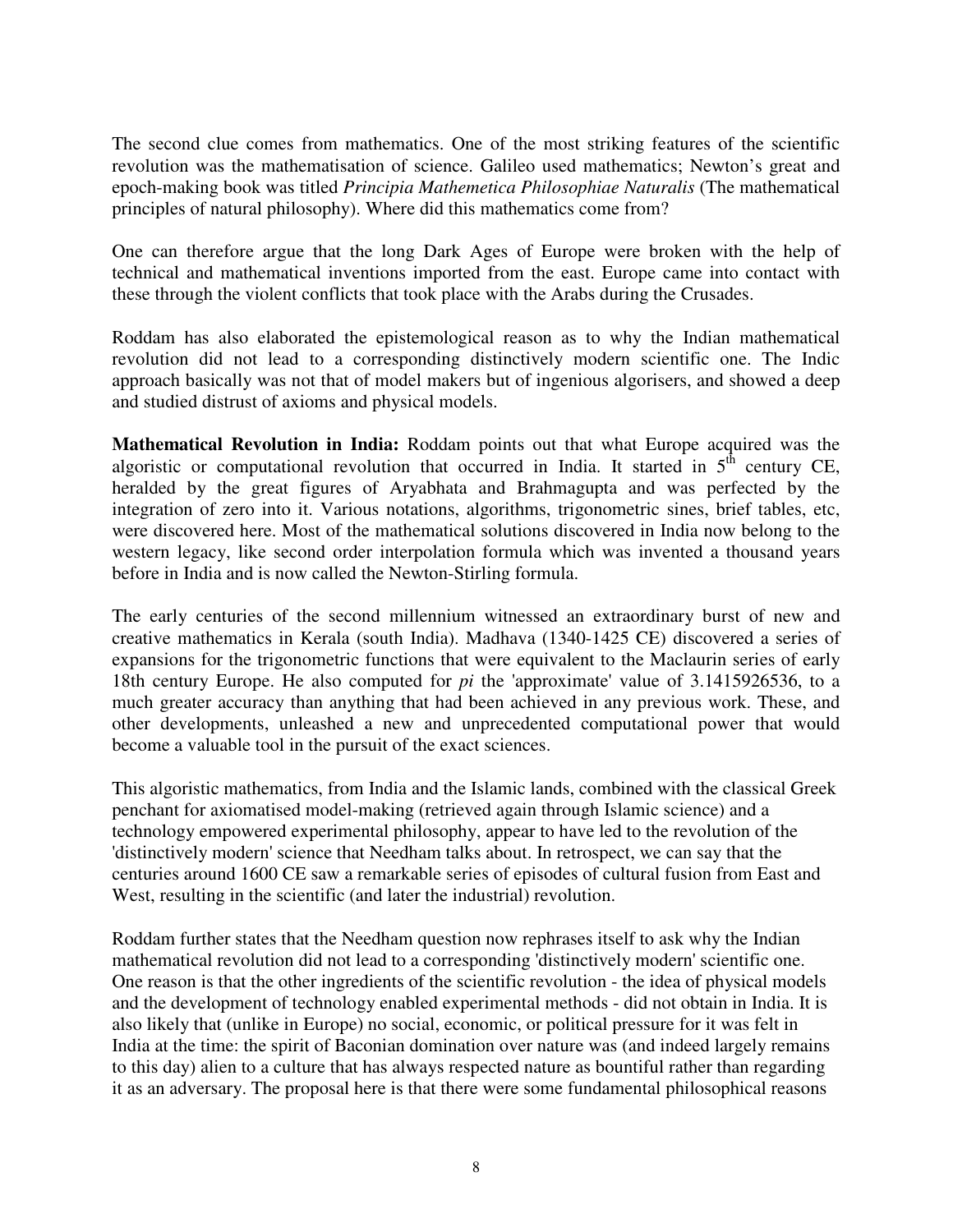The second clue comes from mathematics. One of the most striking features of the scientific revolution was the mathematisation of science. Galileo used mathematics; Newton's great and epoch-making book was titled *Principia Mathemetica Philosophiae Naturalis* (The mathematical principles of natural philosophy). Where did this mathematics come from?

One can therefore argue that the long Dark Ages of Europe were broken with the help of technical and mathematical inventions imported from the east. Europe came into contact with these through the violent conflicts that took place with the Arabs during the Crusades.

Roddam has also elaborated the epistemological reason as to why the Indian mathematical revolution did not lead to a corresponding distinctively modern scientific one. The Indic approach basically was not that of model makers but of ingenious algorisers, and showed a deep and studied distrust of axioms and physical models.

**Mathematical Revolution in India:** Roddam points out that what Europe acquired was the algoristic or computational revolution that occurred in India. It started in 5th century CE, heralded by the great figures of Aryabhata and Brahmagupta and was perfected by the integration of zero into it. Various notations, algorithms, trigonometric sines, brief tables, etc, were discovered here. Most of the mathematical solutions discovered in India now belong to the western legacy, like second order interpolation formula which was invented a thousand years before in India and is now called the Newton-Stirling formula.

The early centuries of the second millennium witnessed an extraordinary burst of new and creative mathematics in Kerala (south India). Madhava (1340-1425 CE) discovered a series of expansions for the trigonometric functions that were equivalent to the Maclaurin series of early 18th century Europe. He also computed for *pi* the 'approximate' value of 3.1415926536, to a much greater accuracy than anything that had been achieved in any previous work. These, and other developments, unleashed a new and unprecedented computational power that would become a valuable tool in the pursuit of the exact sciences.

This algoristic mathematics, from India and the Islamic lands, combined with the classical Greek penchant for axiomatised model-making (retrieved again through Islamic science) and a technology empowered experimental philosophy, appear to have led to the revolution of the 'distinctively modern' science that Needham talks about. In retrospect, we can say that the centuries around 1600 CE saw a remarkable series of episodes of cultural fusion from East and West, resulting in the scientific (and later the industrial) revolution.

Roddam further states that the Needham question now rephrases itself to ask why the Indian mathematical revolution did not lead to a corresponding 'distinctively modern' scientific one. One reason is that the other ingredients of the scientific revolution - the idea of physical models and the development of technology enabled experimental methods - did not obtain in India. It is also likely that (unlike in Europe) no social, economic, or political pressure for it was felt in India at the time: the spirit of Baconian domination over nature was (and indeed largely remains to this day) alien to a culture that has always respected nature as bountiful rather than regarding it as an adversary. The proposal here is that there were some fundamental philosophical reasons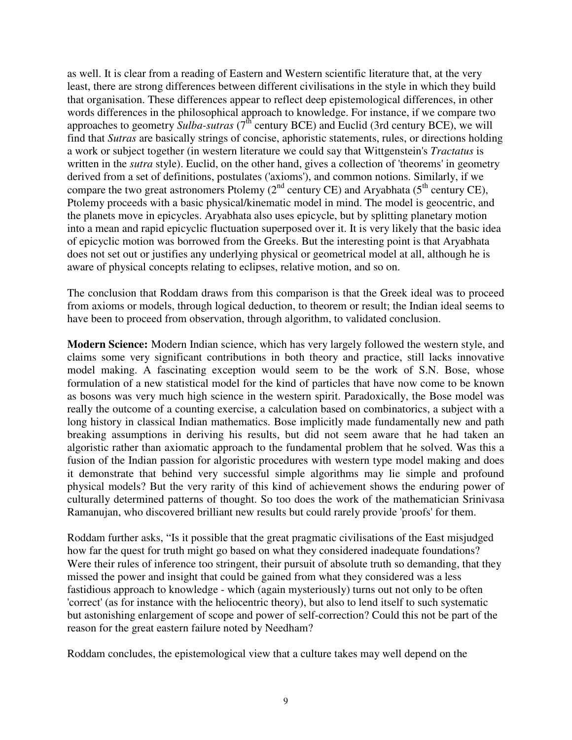as well. It is clear from a reading of Eastern and Western scientific literature that, at the very least, there are strong differences between different civilisations in the style in which they build that organisation. These differences appear to reflect deep epistemological differences, in other words differences in the philosophical approach to knowledge. For instance, if we compare two approaches to geometry *Sulba-sutras* (7th century BCE) and Euclid (3rd century BCE), we will find that *Sutras* are basically strings of concise, aphoristic statements, rules, or directions holding a work or subject together (in western literature we could say that Wittgenstein's *Tractatus* is written in the *sutra* style). Euclid, on the other hand, gives a collection of 'theorems' in geometry derived from a set of definitions, postulates ('axioms'), and common notions. Similarly, if we compare the two great astronomers Ptolemy (2nd century CE) and Aryabhata (5th century CE), Ptolemy proceeds with a basic physical/kinematic model in mind. The model is geocentric, and the planets move in epicycles. Aryabhata also uses epicycle, but by splitting planetary motion into a mean and rapid epicyclic fluctuation superposed over it. It is very likely that the basic idea of epicyclic motion was borrowed from the Greeks. But the interesting point is that Aryabhata does not set out or justifies any underlying physical or geometrical model at all, although he is aware of physical concepts relating to eclipses, relative motion, and so on.

The conclusion that Roddam draws from this comparison is that the Greek ideal was to proceed from axioms or models, through logical deduction, to theorem or result; the Indian ideal seems to have been to proceed from observation, through algorithm, to validated conclusion.

**Modern Science:** Modern Indian science, which has very largely followed the western style, and claims some very significant contributions in both theory and practice, still lacks innovative model making. A fascinating exception would seem to be the work of S.N. Bose, whose formulation of a new statistical model for the kind of particles that have now come to be known as bosons was very much high science in the western spirit. Paradoxically, the Bose model was really the outcome of a counting exercise, a calculation based on combinatorics, a subject with a long history in classical Indian mathematics. Bose implicitly made fundamentally new and path breaking assumptions in deriving his results, but did not seem aware that he had taken an algoristic rather than axiomatic approach to the fundamental problem that he solved. Was this a fusion of the Indian passion for algoristic procedures with western type model making and does it demonstrate that behind very successful simple algorithms may lie simple and profound physical models? But the very rarity of this kind of achievement shows the enduring power of culturally determined patterns of thought. So too does the work of the mathematician Srinivasa Ramanujan, who discovered brilliant new results but could rarely provide 'proofs' for them.

Roddam further asks, "Is it possible that the great pragmatic civilisations of the East misjudged how far the quest for truth might go based on what they considered inadequate foundations? Were their rules of inference too stringent, their pursuit of absolute truth so demanding, that they missed the power and insight that could be gained from what they considered was a less fastidious approach to knowledge - which (again mysteriously) turns out not only to be often 'correct' (as for instance with the heliocentric theory), but also to lend itself to such systematic but astonishing enlargement of scope and power of self-correction? Could this not be part of the reason for the great eastern failure noted by Needham?

Roddam concludes, the epistemological view that a culture takes may well depend on the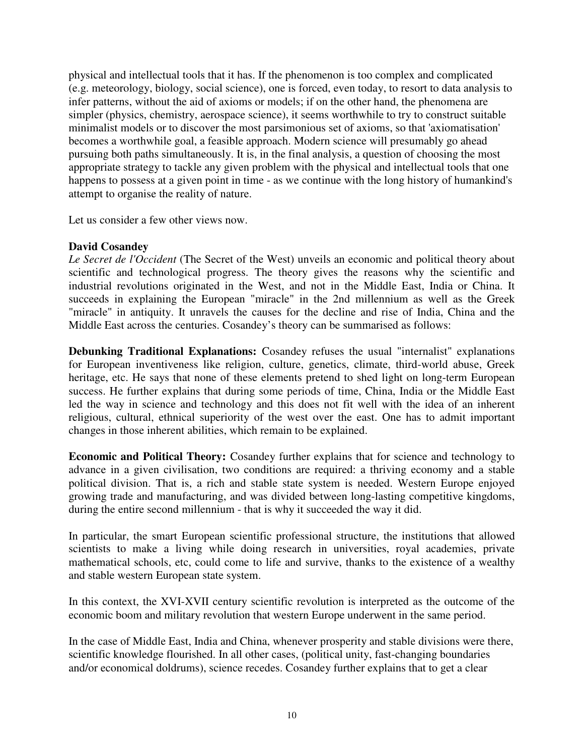physical and intellectual tools that it has. If the phenomenon is too complex and complicated (e.g. meteorology, biology, social science), one is forced, even today, to resort to data analysis to infer patterns, without the aid of axioms or models; if on the other hand, the phenomena are simpler (physics, chemistry, aerospace science), it seems worthwhile to try to construct suitable minimalist models or to discover the most parsimonious set of axioms, so that 'axiomatisation' becomes a worthwhile goal, a feasible approach. Modern science will presumably go ahead pursuing both paths simultaneously. It is, in the final analysis, a question of choosing the most appropriate strategy to tackle any given problem with the physical and intellectual tools that one happens to possess at a given point in time - as we continue with the long history of humankind's attempt to organise the reality of nature.

Let us consider a few other views now.

**David Cosandey**

*Le Secret de l'Occident* (The Secret of the West) unveils an economic and political theory about scientific and technological progress. The theory gives the reasons why the scientific and industrial revolutions originated in the West, and not in the Middle East, India or China. It succeeds in explaining the European "miracle" in the 2nd millennium as well as the Greek "miracle" in antiquity. It unravels the causes for the decline and rise of India, China and the Middle East across the centuries. Cosandey's theory can be summarised as follows:

**Debunking Traditional Explanations:** Cosandey refuses the usual "internalist" explanations for European inventiveness like religion, culture, genetics, climate, third-world abuse, Greek heritage, etc. He says that none of these elements pretend to shed light on long-term European success. He further explains that during some periods of time, China, India or the Middle East led the way in science and technology and this does not fit well with the idea of an inherent religious, cultural, ethnical superiority of the west over the east. One has to admit important changes in those inherent abilities, which remain to be explained.

**Economic and Political Theory:** Cosandey further explains that for science and technology to advance in a given civilisation, two conditions are required: a thriving economy and a stable political division. That is, a rich and stable state system is needed. Western Europe enjoyed growing trade and manufacturing, and was divided between long-lasting competitive kingdoms, during the entire second millennium - that is why it succeeded the way it did.

In particular, the smart European scientific professional structure, the institutions that allowed scientists to make a living while doing research in universities, royal academies, private mathematical schools, etc, could come to life and survive, thanks to the existence of a wealthy and stable western European state system.

In this context, the XVI-XVII century scientific revolution is interpreted as the outcome of the economic boom and military revolution that western Europe underwent in the same period.

In the case of Middle East, India and China, whenever prosperity and stable divisions were there, scientific knowledge flourished. In all other cases, (political unity, fast-changing boundaries and/or economical doldrums), science recedes. Cosandey further explains that to get a clear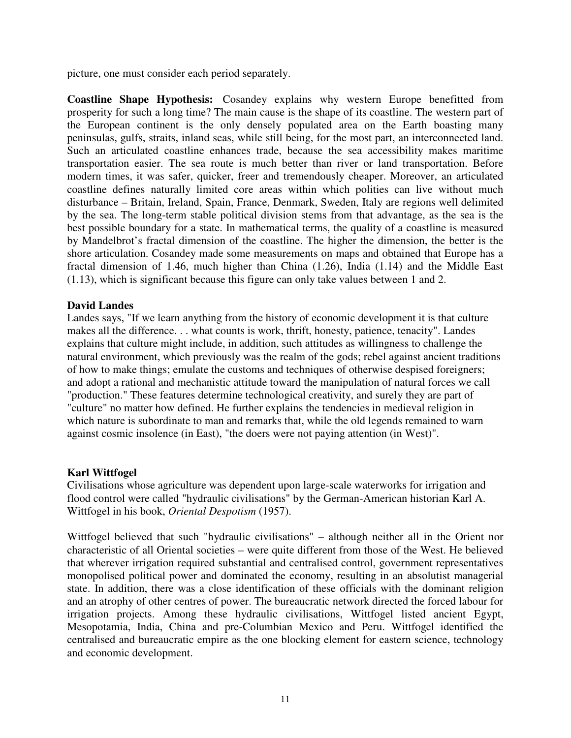picture, one must consider each period separately.

**Coastline Shape Hypothesis:** Cosandey explains why western Europe benefitted from prosperity for such a long time? The main cause is the shape of its coastline. The western part of the European continent is the only densely populated area on the Earth boasting many peninsulas, gulfs, straits, inland seas, while still being, for the most part, an interconnected land. Such an articulated coastline enhances trade, because the sea accessibility makes maritime transportation easier. The sea route is much better than river or land transportation. Before modern times, it was safer, quicker, freer and tremendously cheaper. Moreover, an articulated coastline defines naturally limited core areas within which polities can live without much disturbance – Britain, Ireland, Spain, France, Denmark, Sweden, Italy are regions well delimited by the sea. The long-term stable political division stems from that advantage, as the sea is the best possible boundary for a state. In mathematical terms, the quality of a coastline is measured by Mandelbrot's fractal dimension of the coastline. The higher the dimension, the better is the shore articulation. Cosandey made some measurements on maps and obtained that Europe has a fractal dimension of 1.46, much higher than China (1.26), India (1.14) and the Middle East (1.13), which is significant because this figure can only take values between 1 and 2.

**David Landes**

Landes says, "If we learn anything from the history of economic development it is that culture makes all the difference. . . what counts is work, thrift, honesty, patience, tenacity". Landes explains that culture might include, in addition, such attitudes as willingness to challenge the natural environment, which previously was the realm of the gods; rebel against ancient traditions of how to make things; emulate the customs and techniques of otherwise despised foreigners; and adopt a rational and mechanistic attitude toward the manipulation of natural forces we call "production." These features determine technological creativity, and surely they are part of "culture" no matter how defined. He further explains the tendencies in medieval religion in which nature is subordinate to man and remarks that, while the old legends remained to warn against cosmic insolence (in East), "the doers were not paying attention (in West)".

**Karl Wittfogel**

Civilisations whose agriculture was dependent upon large-scale waterworks for irrigation and flood control were called "hydraulic civilisations" by the German-American historian Karl A. Wittfogel in his book, *Oriental Despotism* (1957).

Wittfogel believed that such "hydraulic civilisations" – although neither all in the Orient nor characteristic of all Oriental societies – were quite different from those of the West. He believed that wherever irrigation required substantial and centralised control, government representatives monopolised political power and dominated the economy, resulting in an absolutist managerial state. In addition, there was a close identification of these officials with the dominant religion and an atrophy of other centres of power. The bureaucratic network directed the forced labour for irrigation projects. Among these hydraulic civilisations, Wittfogel listed ancient Egypt, Mesopotamia, India, China and pre-Columbian Mexico and Peru. Wittfogel identified the centralised and bureaucratic empire as the one blocking element for eastern science, technology and economic development.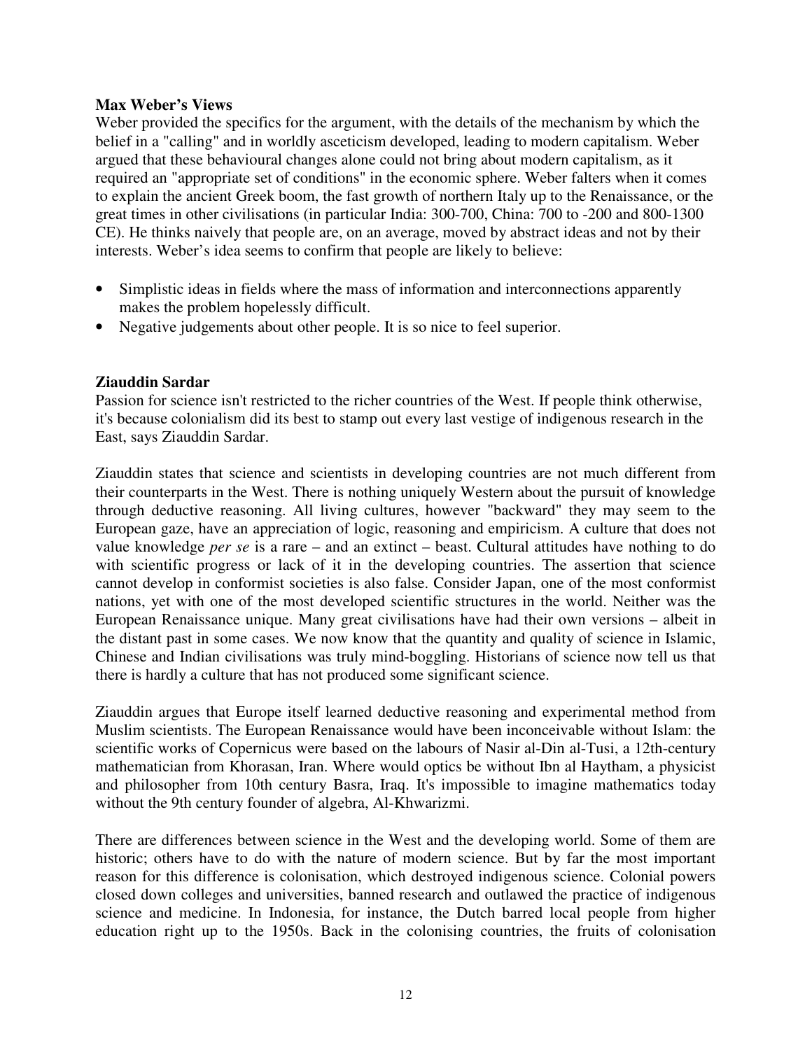**Max Weber's Views**

Weber provided the specifics for the argument, with the details of the mechanism by which the belief in a "calling" and in worldly asceticism developed, leading to modern capitalism. Weber argued that these behavioural changes alone could not bring about modern capitalism, as it required an "appropriate set of conditions" in the economic sphere. Weber falters when it comes to explain the ancient Greek boom, the fast growth of northern Italy up to the Renaissance, or the great times in other civilisations (in particular India: 300-700, China: 700 to -200 and 800-1300 CE). He thinks naively that people are, on an average, moved by abstract ideas and not by their interests. Weber's idea seems to confirm that people are likely to believe:

- Simplistic ideas in fields where the mass of information and interconnections apparently makes the problem hopelessly difficult.
- Negative judgements about other people. It is so nice to feel superior.

**Ziauddin Sardar**

Passion for science isn't restricted to the richer countries of the West. If people think otherwise, it's because colonialism did its best to stamp out every last vestige of indigenous research in the East, says Ziauddin Sardar.

Ziauddin states that science and scientists in developing countries are not much different from their counterparts in the West. There is nothing uniquely Western about the pursuit of knowledge through deductive reasoning. All living cultures, however "backward" they may seem to the European gaze, have an appreciation of logic, reasoning and empiricism. A culture that does not value knowledge *per se* is a rare – and an extinct – beast. Cultural attitudes have nothing to do with scientific progress or lack of it in the developing countries. The assertion that science cannot develop in conformist societies is also false. Consider Japan, one of the most conformist nations, yet with one of the most developed scientific structures in the world. Neither was the European Renaissance unique. Many great civilisations have had their own versions – albeit in the distant past in some cases. We now know that the quantity and quality of science in Islamic, Chinese and Indian civilisations was truly mind-boggling. Historians of science now tell us that there is hardly a culture that has not produced some significant science.

Ziauddin argues that Europe itself learned deductive reasoning and experimental method from Muslim scientists. The European Renaissance would have been inconceivable without Islam: the scientific works of Copernicus were based on the labours of Nasir al-Din al-Tusi, a 12th-century mathematician from Khorasan, Iran. Where would optics be without Ibn al Haytham, a physicist and philosopher from 10th century Basra, Iraq. It's impossible to imagine mathematics today without the 9th century founder of algebra, Al-Khwarizmi.

There are differences between science in the West and the developing world. Some of them are historic; others have to do with the nature of modern science. But by far the most important reason for this difference is colonisation, which destroyed indigenous science. Colonial powers closed down colleges and universities, banned research and outlawed the practice of indigenous science and medicine. In Indonesia, for instance, the Dutch barred local people from higher education right up to the 1950s. Back in the colonising countries, the fruits of colonisation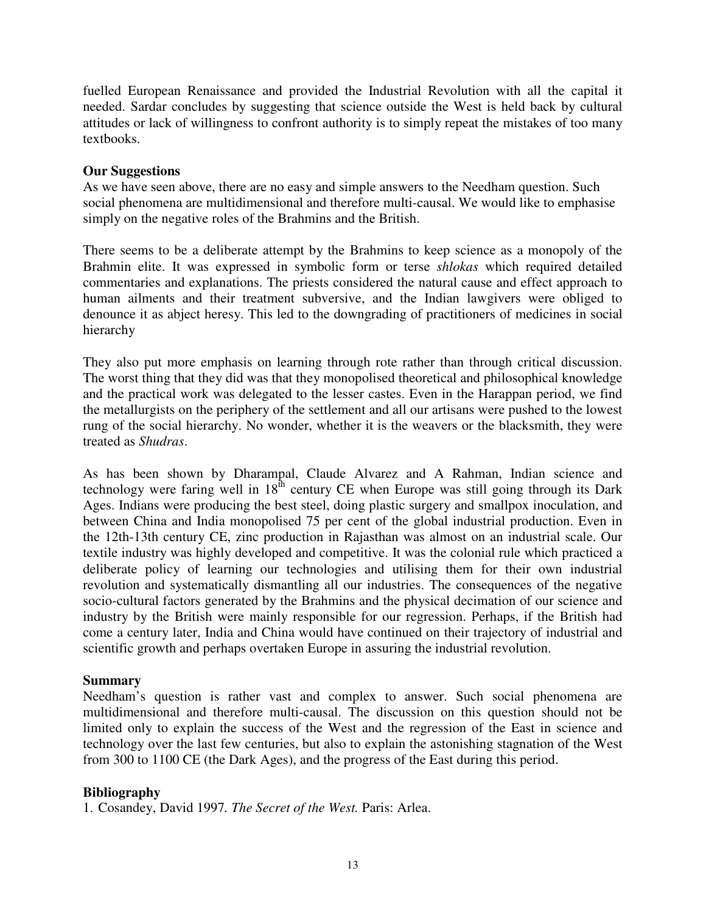fuelled European Renaissance and provided the Industrial Revolution with all the capital it needed. Sardar concludes by suggesting that science outside the West is held back by cultural attitudes or lack of willingness to confront authority is to simply repeat the mistakes of too many textbooks.

**Our Suggestions**

As we have seen above, there are no easy and simple answers to the Needham question. Such social phenomena are multidimensional and therefore multi-causal. We would like to emphasise simply on the negative roles of the Brahmins and the British.

There seems to be a deliberate attempt by the Brahmins to keep science as a monopoly of the Brahmin elite. It was expressed in symbolic form or terse *shlokas* which required detailed commentaries and explanations. The priests considered the natural cause and effect approach to human ailments and their treatment subversive, and the Indian lawgivers were obliged to denounce it as abject heresy. This led to the downgrading of practitioners of medicines in social hierarchy

They also put more emphasis on learning through rote rather than through critical discussion. The worst thing that they did was that they monopolised theoretical and philosophical knowledge and the practical work was delegated to the lesser castes. Even in the Harappan period, we find the metallurgists on the periphery of the settlement and all our artisans were pushed to the lowest rung of the social hierarchy. No wonder, whether it is the weavers or the blacksmith, they were treated as *Shudras*.

As has been shown by Dharampal, Claude Alvarez and A Rahman, Indian science and technology were faring well in 18th century CE when Europe was still going through its Dark Ages. Indians were producing the best steel, doing plastic surgery and smallpox inoculation, and between China and India monopolised 75 per cent of the global industrial production. Even in the 12th-13th century CE, zinc production in Rajasthan was almost on an industrial scale. Our textile industry was highly developed and competitive. It was the colonial rule which practiced a deliberate policy of learning our technologies and utilising them for their own industrial revolution and systematically dismantling all our industries. The consequences of the negative socio-cultural factors generated by the Brahmins and the physical decimation of our science and industry by the British were mainly responsible for our regression. Perhaps, if the British had come a century later, India and China would have continued on their trajectory of industrial and scientific growth and perhaps overtaken Europe in assuring the industrial revolution.

**Summary**

Needham's question is rather vast and complex to answer. Such social phenomena are multidimensional and therefore multi-causal. The discussion on this question should not be limited only to explain the success of the West and the regression of the East in science and technology over the last few centuries, but also to explain the astonishing stagnation of the West from 300 to 1100 CE (the Dark Ages), and the progress of the East during this period.

**Bibliography**

1. Cosandey, David 1997. *The Secret of the West.* Paris: Arlea.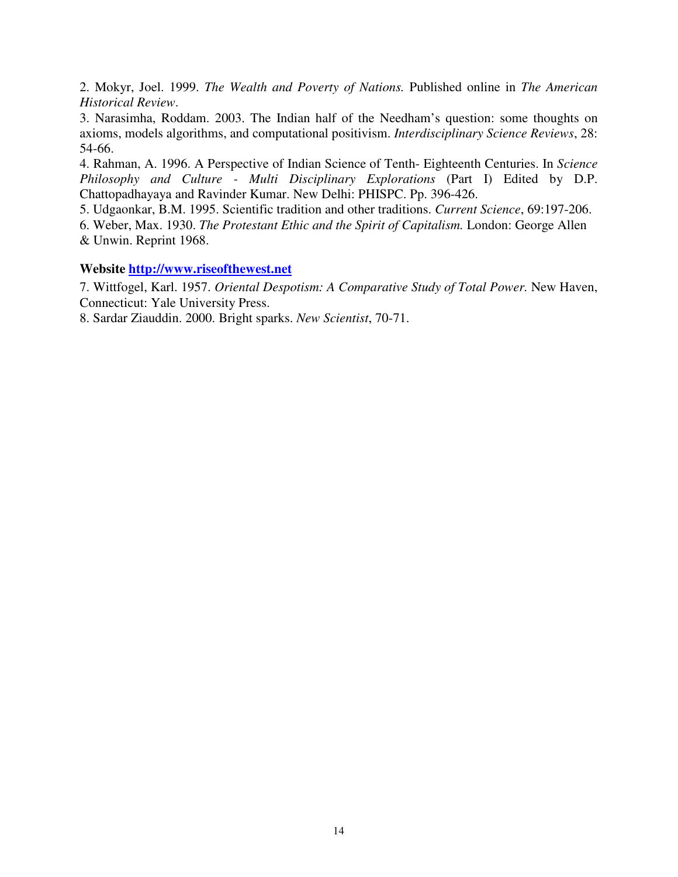2. Mokyr, Joel. 1999. *The Wealth and Poverty of Nations.* Published online in *The American Historical Review*.

3. Narasimha, Roddam. 2003. The Indian half of the Needham's question: some thoughts on axioms, models algorithms, and computational positivism. *Interdisciplinary Science Reviews*, 28: 54-66.

4. Rahman, A. 1996. A Perspective of Indian Science of Tenth- Eighteenth Centuries. In *Science Philosophy and Culture - Multi Disciplinary Explorations* (Part I) Edited by D.P. Chattopadhayaya and Ravinder Kumar. New Delhi: PHISPC. Pp. 396-426.

5. Udgaonkar, B.M. 1995. Scientific tradition and other traditions. *Current Science*, 69:197-206.

6. Weber, Max. 1930. *The Protestant Ethic and the Spirit of Capitalism.* London: George Allen & Unwin. Reprint 1968.

**Website [http://www.riseofthewest.net](http://www.riseofthewest.net)**

7. Wittfogel, Karl. 1957. *Oriental Despotism: A Comparative Study of Total Power.* New Haven, Connecticut: Yale University Press.

8. Sardar Ziauddin. 2000. Bright sparks. *New Scientist*, 70-71.